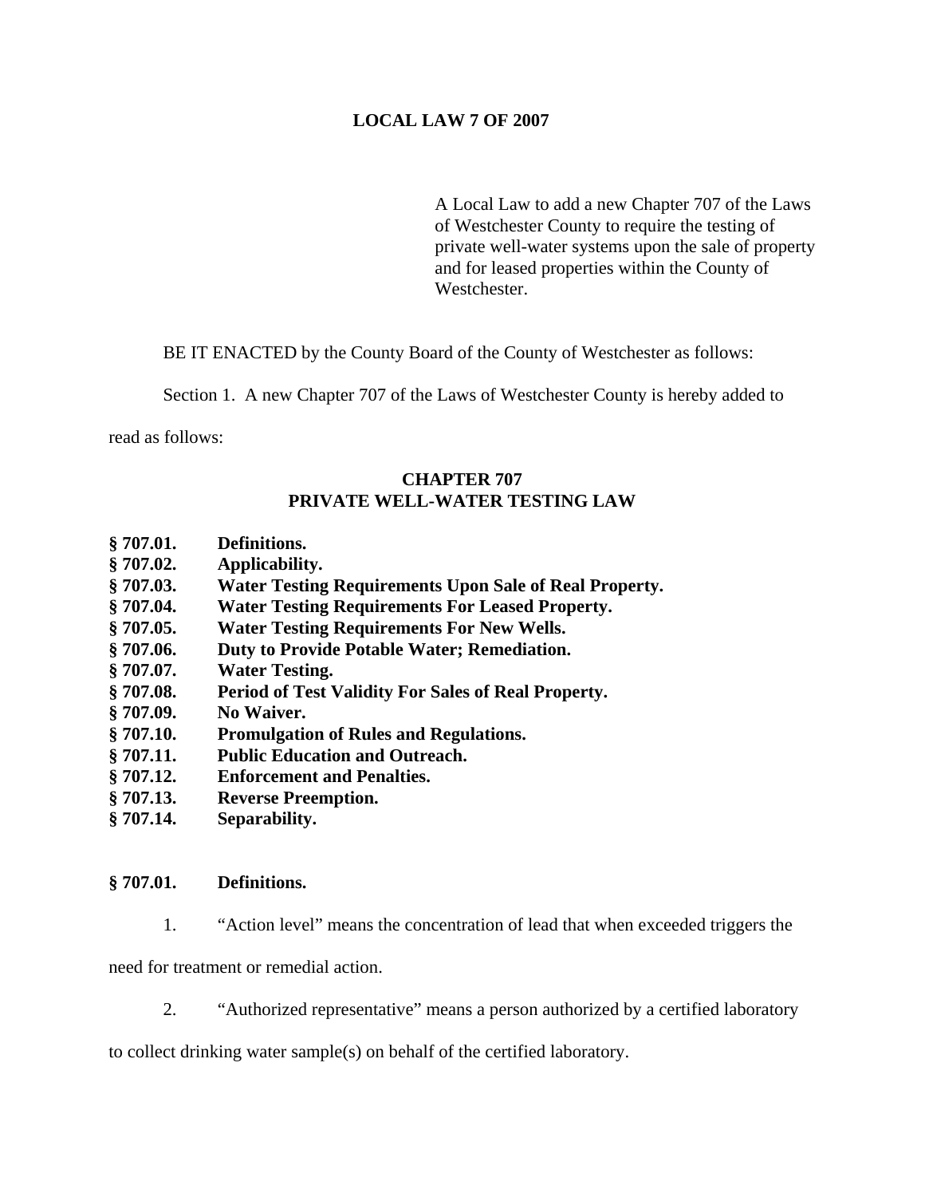# LOCAL LAW 7 OF 2007

A Local Law to add a new Chapter 707 of the Laws of Westchester County to require the testing of private well-water systems upon the sale of property and for leased properties within the County of Westchester.

BE IT ENACTED by the County Board of the County of Westchester as follows:

Section 1. A new Chapter 707 of the Laws of Westchester County is hereby added to read as follows:

## CHAPTER 707
## PRIVATE WELL-WATER TESTING LAW

**§ 707.01. Definitions.**
**§ 707.02. Applicability.**
**§ 707.03. Water Testing Requirements Upon Sale of Real Property.**
**§ 707.04. Water Testing Requirements For Leased Property.**
**§ 707.05. Water Testing Requirements For New Wells.**
**§ 707.06. Duty to Provide Potable Water; Remediation.**
**§ 707.07. Water Testing.**
**§ 707.08. Period of Test Validity For Sales of Real Property.**
**§ 707.09. No Waiver.**
**§ 707.10. Promulgation of Rules and Regulations.**
**§ 707.11. Public Education and Outreach.**
**§ 707.12. Enforcement and Penalties.**
**§ 707.13. Reverse Preemption.**
**§ 707.14. Separability.**

### § 707.01. Definitions.

1. "Action level" means the concentration of lead that when exceeded triggers the need for treatment or remedial action.

2. "Authorized representative" means a person authorized by a certified laboratory to collect drinking water sample(s) on behalf of the certified laboratory.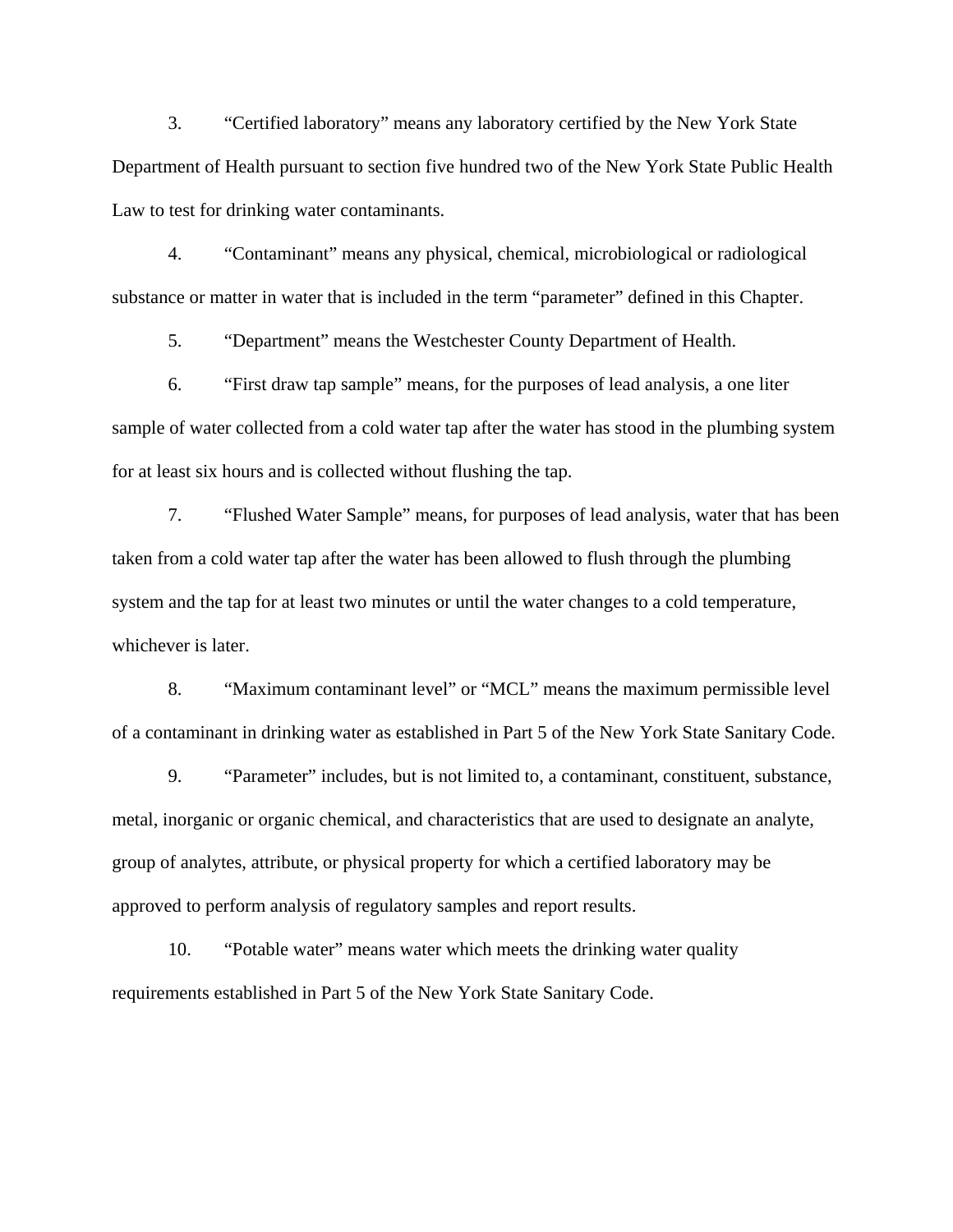3. “Certified laboratory” means any laboratory certified by the New York State Department of Health pursuant to section five hundred two of the New York State Public Health Law to test for drinking water contaminants.

4. “Contaminant” means any physical, chemical, microbiological or radiological substance or matter in water that is included in the term “parameter” defined in this Chapter.

5. “Department” means the Westchester County Department of Health.

6. “First draw tap sample” means, for the purposes of lead analysis, a one liter sample of water collected from a cold water tap after the water has stood in the plumbing system for at least six hours and is collected without flushing the tap.

7. “Flushed Water Sample” means, for purposes of lead analysis, water that has been taken from a cold water tap after the water has been allowed to flush through the plumbing system and the tap for at least two minutes or until the water changes to a cold temperature, whichever is later.

8. “Maximum contaminant level” or “MCL” means the maximum permissible level of a contaminant in drinking water as established in Part 5 of the New York State Sanitary Code.

9. “Parameter” includes, but is not limited to, a contaminant, constituent, substance, metal, inorganic or organic chemical, and characteristics that are used to designate an analyte, group of analytes, attribute, or physical property for which a certified laboratory may be approved to perform analysis of regulatory samples and report results.

10. “Potable water” means water which meets the drinking water quality requirements established in Part 5 of the New York State Sanitary Code.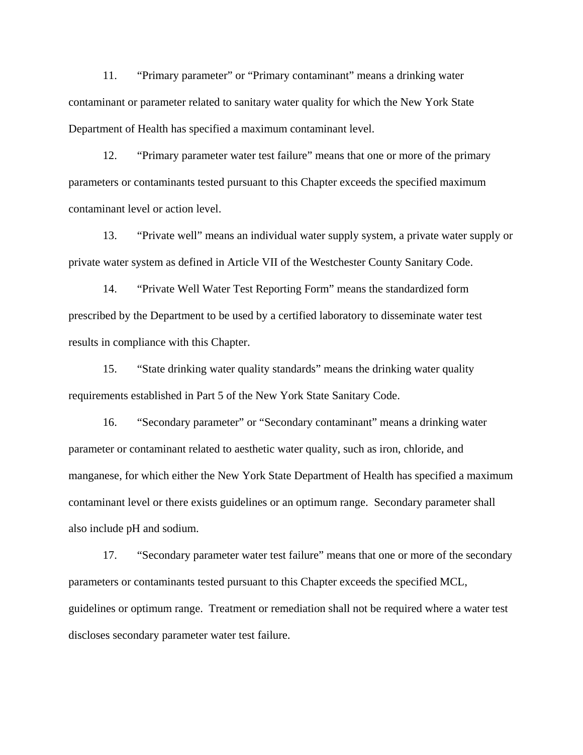11. “Primary parameter” or “Primary contaminant” means a drinking water contaminant or parameter related to sanitary water quality for which the New York State Department of Health has specified a maximum contaminant level.

12. “Primary parameter water test failure” means that one or more of the primary parameters or contaminants tested pursuant to this Chapter exceeds the specified maximum contaminant level or action level.

13. “Private well” means an individual water supply system, a private water supply or private water system as defined in Article VII of the Westchester County Sanitary Code.

14. “Private Well Water Test Reporting Form” means the standardized form prescribed by the Department to be used by a certified laboratory to disseminate water test results in compliance with this Chapter.

15. “State drinking water quality standards” means the drinking water quality requirements established in Part 5 of the New York State Sanitary Code.

16. “Secondary parameter” or “Secondary contaminant” means a drinking water parameter or contaminant related to aesthetic water quality, such as iron, chloride, and manganese, for which either the New York State Department of Health has specified a maximum contaminant level or there exists guidelines or an optimum range. Secondary parameter shall also include pH and sodium.

17. “Secondary parameter water test failure” means that one or more of the secondary parameters or contaminants tested pursuant to this Chapter exceeds the specified MCL, guidelines or optimum range. Treatment or remediation shall not be required where a water test discloses secondary parameter water test failure.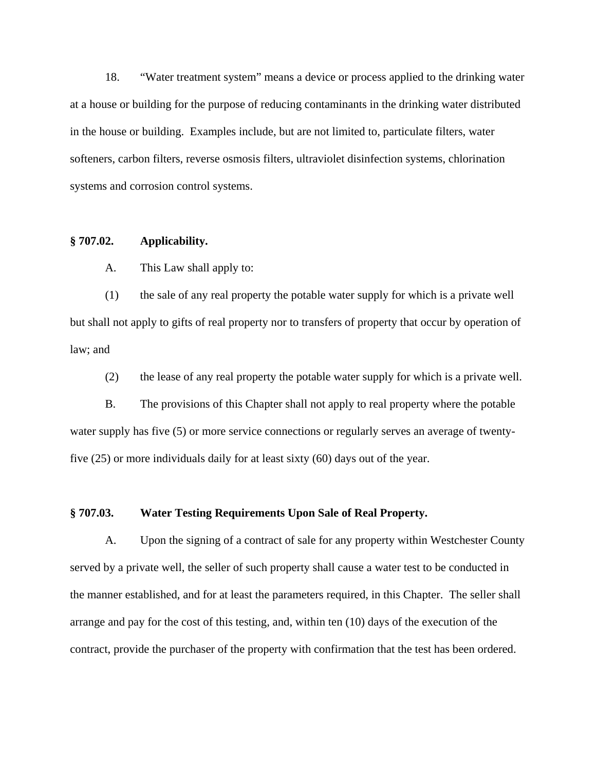18. "Water treatment system" means a device or process applied to the drinking water at a house or building for the purpose of reducing contaminants in the drinking water distributed in the house or building. Examples include, but are not limited to, particulate filters, water softeners, carbon filters, reverse osmosis filters, ultraviolet disinfection systems, chlorination systems and corrosion control systems.

**§ 707.02. Applicability.**

A. This Law shall apply to:

(1) the sale of any real property the potable water supply for which is a private well but shall not apply to gifts of real property nor to transfers of property that occur by operation of law; and

(2) the lease of any real property the potable water supply for which is a private well.

B. The provisions of this Chapter shall not apply to real property where the potable water supply has five (5) or more service connections or regularly serves an average of twenty-five (25) or more individuals daily for at least sixty (60) days out of the year.

**§ 707.03. Water Testing Requirements Upon Sale of Real Property.**

A. Upon the signing of a contract of sale for any property within Westchester County served by a private well, the seller of such property shall cause a water test to be conducted in the manner established, and for at least the parameters required, in this Chapter. The seller shall arrange and pay for the cost of this testing, and, within ten (10) days of the execution of the contract, provide the purchaser of the property with confirmation that the test has been ordered.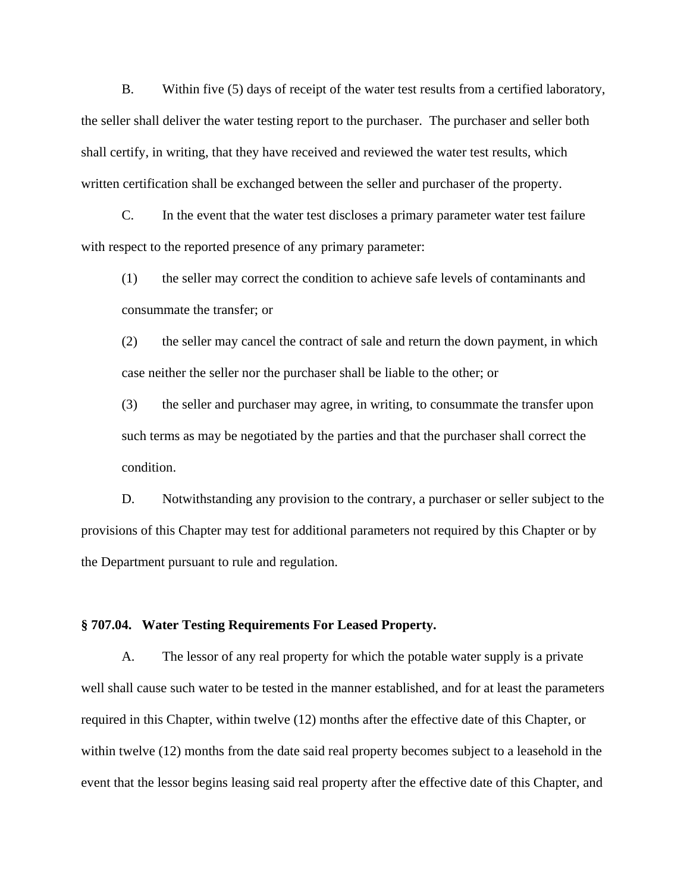B. Within five (5) days of receipt of the water test results from a certified laboratory, the seller shall deliver the water testing report to the purchaser. The purchaser and seller both shall certify, in writing, that they have received and reviewed the water test results, which written certification shall be exchanged between the seller and purchaser of the property.

C. In the event that the water test discloses a primary parameter water test failure with respect to the reported presence of any primary parameter:

(1) the seller may correct the condition to achieve safe levels of contaminants and consummate the transfer; or

(2) the seller may cancel the contract of sale and return the down payment, in which case neither the seller nor the purchaser shall be liable to the other; or

(3) the seller and purchaser may agree, in writing, to consummate the transfer upon such terms as may be negotiated by the parties and that the purchaser shall correct the condition.

D. Notwithstanding any provision to the contrary, a purchaser or seller subject to the provisions of this Chapter may test for additional parameters not required by this Chapter or by the Department pursuant to rule and regulation.

**§ 707.04. Water Testing Requirements For Leased Property.**

A. The lessor of any real property for which the potable water supply is a private well shall cause such water to be tested in the manner established, and for at least the parameters required in this Chapter, within twelve (12) months after the effective date of this Chapter, or within twelve (12) months from the date said real property becomes subject to a leasehold in the event that the lessor begins leasing said real property after the effective date of this Chapter, and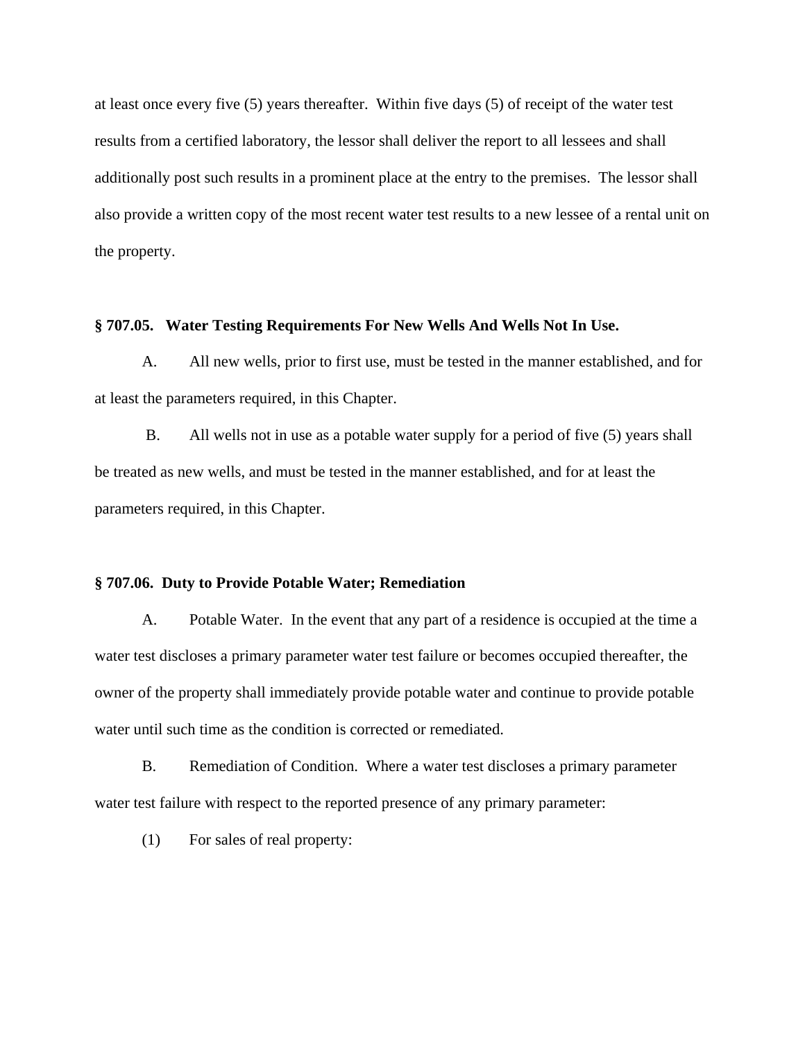at least once every five (5) years thereafter. Within five days (5) of receipt of the water test results from a certified laboratory, the lessor shall deliver the report to all lessees and shall additionally post such results in a prominent place at the entry to the premises. The lessor shall also provide a written copy of the most recent water test results to a new lessee of a rental unit on the property.

### § 707.05. Water Testing Requirements For New Wells And Wells Not In Use.

A. All new wells, prior to first use, must be tested in the manner established, and for at least the parameters required, in this Chapter.

B. All wells not in use as a potable water supply for a period of five (5) years shall be treated as new wells, and must be tested in the manner established, and for at least the parameters required, in this Chapter.

### § 707.06. Duty to Provide Potable Water; Remediation

A. Potable Water. In the event that any part of a residence is occupied at the time a water test discloses a primary parameter water test failure or becomes occupied thereafter, the owner of the property shall immediately provide potable water and continue to provide potable water until such time as the condition is corrected or remediated.

B. Remediation of Condition. Where a water test discloses a primary parameter water test failure with respect to the reported presence of any primary parameter:

(1) For sales of real property: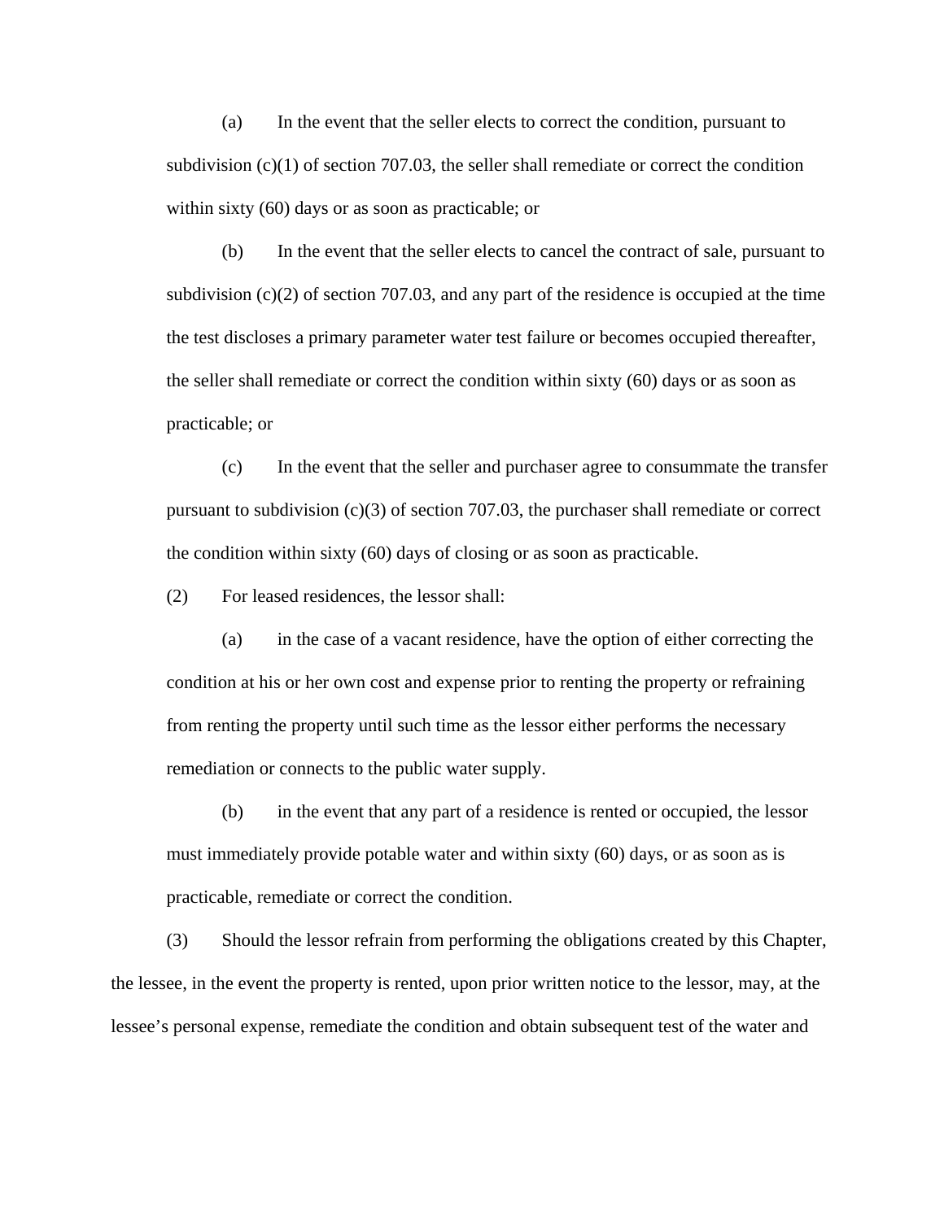(a) In the event that the seller elects to correct the condition, pursuant to subdivision (c)(1) of section 707.03, the seller shall remediate or correct the condition within sixty (60) days or as soon as practicable; or

(b) In the event that the seller elects to cancel the contract of sale, pursuant to subdivision (c)(2) of section 707.03, and any part of the residence is occupied at the time the test discloses a primary parameter water test failure or becomes occupied thereafter, the seller shall remediate or correct the condition within sixty (60) days or as soon as practicable; or

(c) In the event that the seller and purchaser agree to consummate the transfer pursuant to subdivision (c)(3) of section 707.03, the purchaser shall remediate or correct the condition within sixty (60) days of closing or as soon as practicable.

(2) For leased residences, the lessor shall:

(a) in the case of a vacant residence, have the option of either correcting the condition at his or her own cost and expense prior to renting the property or refraining from renting the property until such time as the lessor either performs the necessary remediation or connects to the public water supply.

(b) in the event that any part of a residence is rented or occupied, the lessor must immediately provide potable water and within sixty (60) days, or as soon as is practicable, remediate or correct the condition.

(3) Should the lessor refrain from performing the obligations created by this Chapter, the lessee, in the event the property is rented, upon prior written notice to the lessor, may, at the lessee's personal expense, remediate the condition and obtain subsequent test of the water and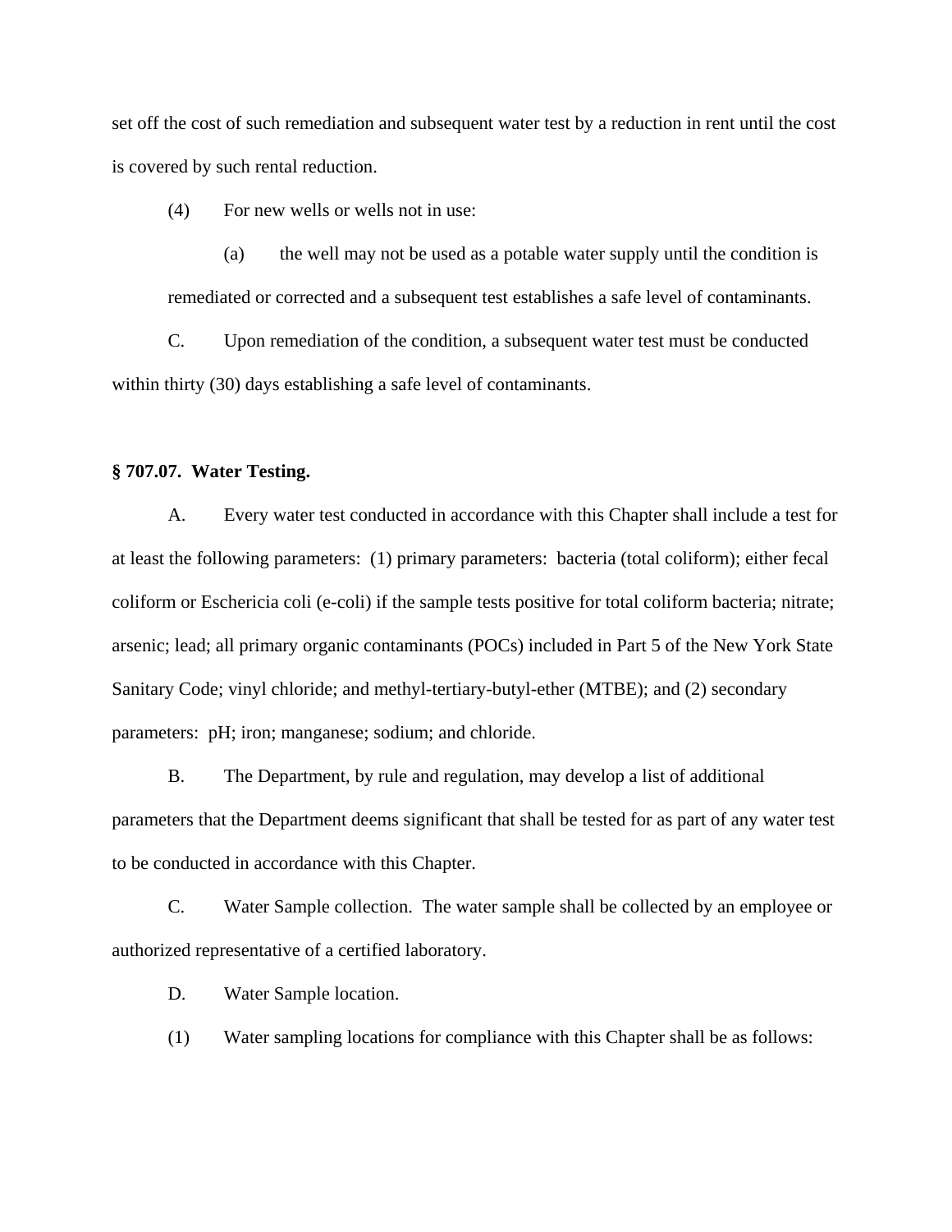set off the cost of such remediation and subsequent water test by a reduction in rent until the cost is covered by such rental reduction.

(4) For new wells or wells not in use:

(a) the well may not be used as a potable water supply until the condition is remediated or corrected and a subsequent test establishes a safe level of contaminants.

C. Upon remediation of the condition, a subsequent water test must be conducted within thirty (30) days establishing a safe level of contaminants.

**§ 707.07. Water Testing.**

A. Every water test conducted in accordance with this Chapter shall include a test for at least the following parameters: (1) primary parameters: bacteria (total coliform); either fecal coliform or Eschericia coli (e-coli) if the sample tests positive for total coliform bacteria; nitrate; arsenic; lead; all primary organic contaminants (POCs) included in Part 5 of the New York State Sanitary Code; vinyl chloride; and methyl-tertiary-butyl-ether (MTBE); and (2) secondary parameters: pH; iron; manganese; sodium; and chloride.

B. The Department, by rule and regulation, may develop a list of additional parameters that the Department deems significant that shall be tested for as part of any water test to be conducted in accordance with this Chapter.

C. Water Sample collection. The water sample shall be collected by an employee or authorized representative of a certified laboratory.

D. Water Sample location.

(1) Water sampling locations for compliance with this Chapter shall be as follows: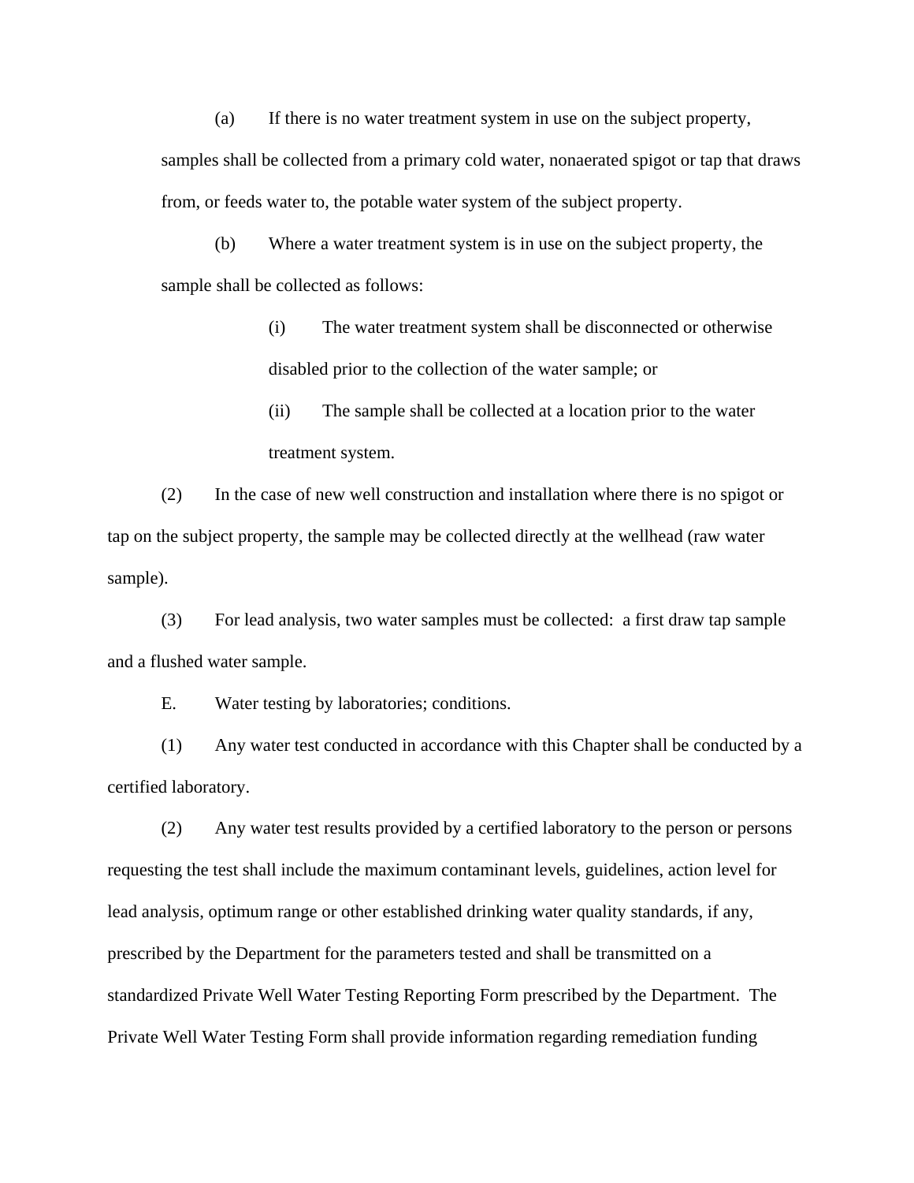(a) If there is no water treatment system in use on the subject property, samples shall be collected from a primary cold water, nonaerated spigot or tap that draws from, or feeds water to, the potable water system of the subject property.

(b) Where a water treatment system is in use on the subject property, the sample shall be collected as follows:

(i) The water treatment system shall be disconnected or otherwise disabled prior to the collection of the water sample; or

(ii) The sample shall be collected at a location prior to the water treatment system.

(2) In the case of new well construction and installation where there is no spigot or tap on the subject property, the sample may be collected directly at the wellhead (raw water sample).

(3) For lead analysis, two water samples must be collected: a first draw tap sample and a flushed water sample.

E. Water testing by laboratories; conditions.

(1) Any water test conducted in accordance with this Chapter shall be conducted by a certified laboratory.

(2) Any water test results provided by a certified laboratory to the person or persons requesting the test shall include the maximum contaminant levels, guidelines, action level for lead analysis, optimum range or other established drinking water quality standards, if any, prescribed by the Department for the parameters tested and shall be transmitted on a standardized Private Well Water Testing Reporting Form prescribed by the Department. The Private Well Water Testing Form shall provide information regarding remediation funding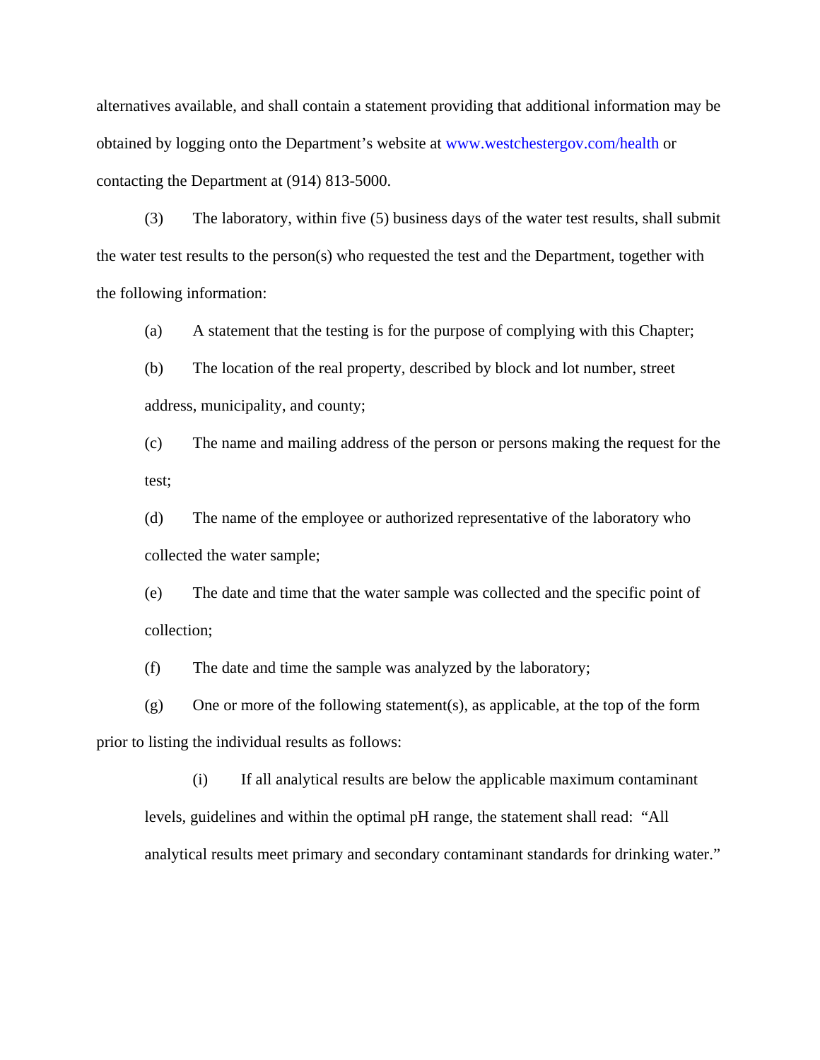alternatives available, and shall contain a statement providing that additional information may be obtained by logging onto the Department's website at www.westchestergov.com/health or contacting the Department at (914) 813-5000.

(3) The laboratory, within five (5) business days of the water test results, shall submit the water test results to the person(s) who requested the test and the Department, together with the following information:

(a) A statement that the testing is for the purpose of complying with this Chapter;

(b) The location of the real property, described by block and lot number, street address, municipality, and county;

(c) The name and mailing address of the person or persons making the request for the test;

(d) The name of the employee or authorized representative of the laboratory who collected the water sample;

(e) The date and time that the water sample was collected and the specific point of collection;

(f) The date and time the sample was analyzed by the laboratory;

(g) One or more of the following statement(s), as applicable, at the top of the form prior to listing the individual results as follows:

(i) If all analytical results are below the applicable maximum contaminant levels, guidelines and within the optimal pH range, the statement shall read: "All analytical results meet primary and secondary contaminant standards for drinking water."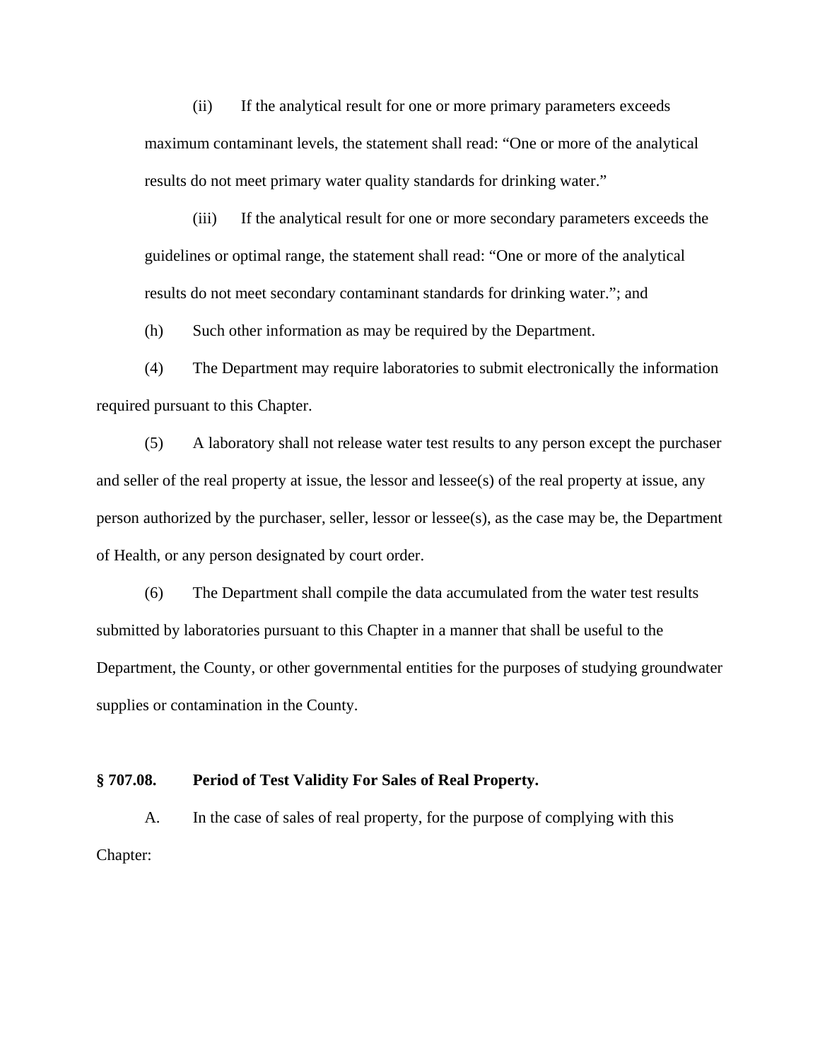(ii) If the analytical result for one or more primary parameters exceeds maximum contaminant levels, the statement shall read: "One or more of the analytical results do not meet primary water quality standards for drinking water."

(iii) If the analytical result for one or more secondary parameters exceeds the guidelines or optimal range, the statement shall read: "One or more of the analytical results do not meet secondary contaminant standards for drinking water."; and

(h) Such other information as may be required by the Department.

(4) The Department may require laboratories to submit electronically the information required pursuant to this Chapter.

(5) A laboratory shall not release water test results to any person except the purchaser and seller of the real property at issue, the lessor and lessee(s) of the real property at issue, any person authorized by the purchaser, seller, lessor or lessee(s), as the case may be, the Department of Health, or any person designated by court order.

(6) The Department shall compile the data accumulated from the water test results submitted by laboratories pursuant to this Chapter in a manner that shall be useful to the Department, the County, or other governmental entities for the purposes of studying groundwater supplies or contamination in the County.

**§ 707.08. Period of Test Validity For Sales of Real Property.**

A. In the case of sales of real property, for the purpose of complying with this Chapter: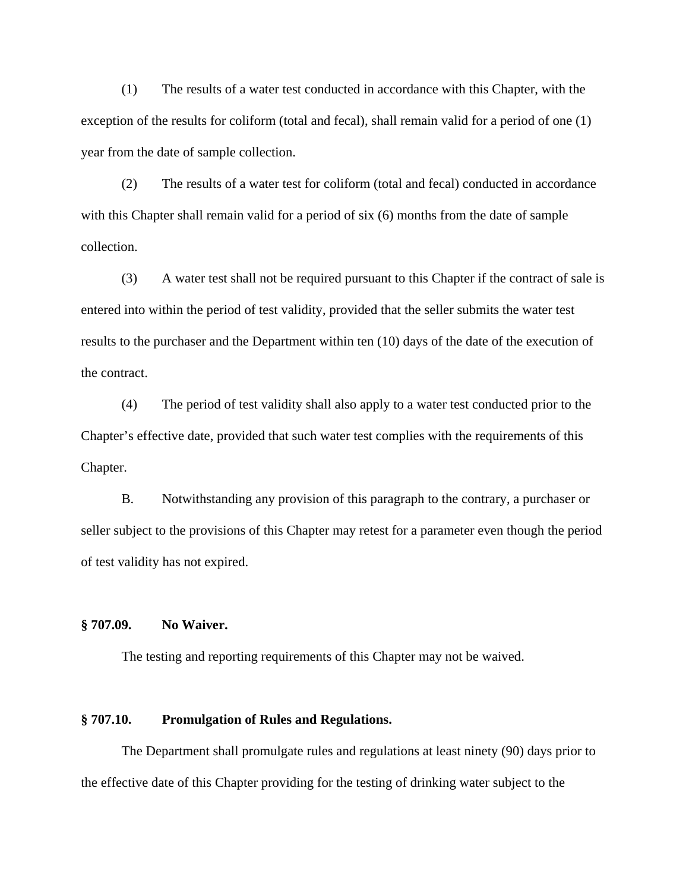(1) The results of a water test conducted in accordance with this Chapter, with the exception of the results for coliform (total and fecal), shall remain valid for a period of one (1) year from the date of sample collection.

(2) The results of a water test for coliform (total and fecal) conducted in accordance with this Chapter shall remain valid for a period of six (6) months from the date of sample collection.

(3) A water test shall not be required pursuant to this Chapter if the contract of sale is entered into within the period of test validity, provided that the seller submits the water test results to the purchaser and the Department within ten (10) days of the date of the execution of the contract.

(4) The period of test validity shall also apply to a water test conducted prior to the Chapter's effective date, provided that such water test complies with the requirements of this Chapter.

B. Notwithstanding any provision of this paragraph to the contrary, a purchaser or seller subject to the provisions of this Chapter may retest for a parameter even though the period of test validity has not expired.

**§ 707.09. No Waiver.**

The testing and reporting requirements of this Chapter may not be waived.

**§ 707.10. Promulgation of Rules and Regulations.**

The Department shall promulgate rules and regulations at least ninety (90) days prior to the effective date of this Chapter providing for the testing of drinking water subject to the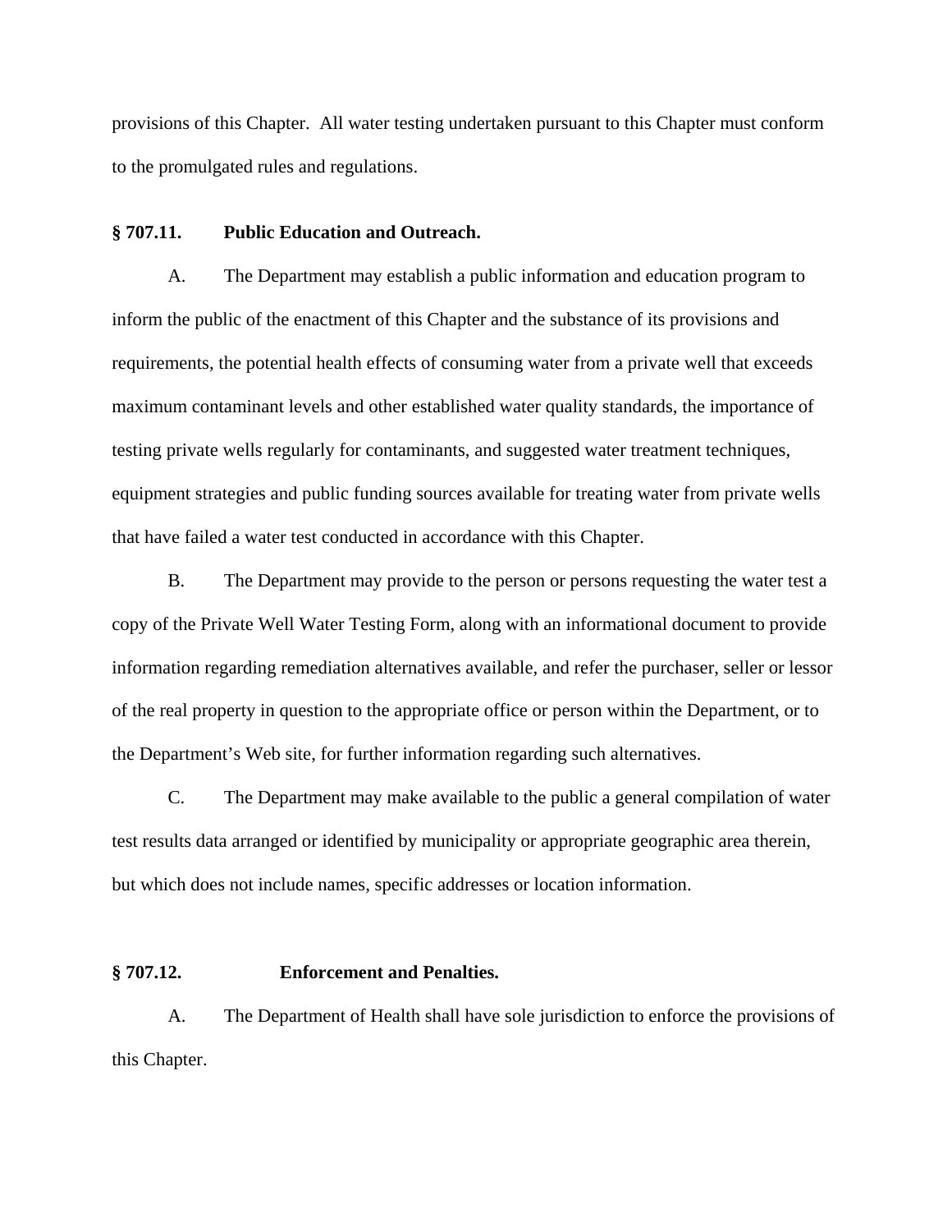provisions of this Chapter. All water testing undertaken pursuant to this Chapter must conform to the promulgated rules and regulations.

**§ 707.11. Public Education and Outreach.**

A. The Department may establish a public information and education program to inform the public of the enactment of this Chapter and the substance of its provisions and requirements, the potential health effects of consuming water from a private well that exceeds maximum contaminant levels and other established water quality standards, the importance of testing private wells regularly for contaminants, and suggested water treatment techniques, equipment strategies and public funding sources available for treating water from private wells that have failed a water test conducted in accordance with this Chapter.

B. The Department may provide to the person or persons requesting the water test a copy of the Private Well Water Testing Form, along with an informational document to provide information regarding remediation alternatives available, and refer the purchaser, seller or lessor of the real property in question to the appropriate office or person within the Department, or to the Department's Web site, for further information regarding such alternatives.

C. The Department may make available to the public a general compilation of water test results data arranged or identified by municipality or appropriate geographic area therein, but which does not include names, specific addresses or location information.

**§ 707.12. Enforcement and Penalties.**

A. The Department of Health shall have sole jurisdiction to enforce the provisions of this Chapter.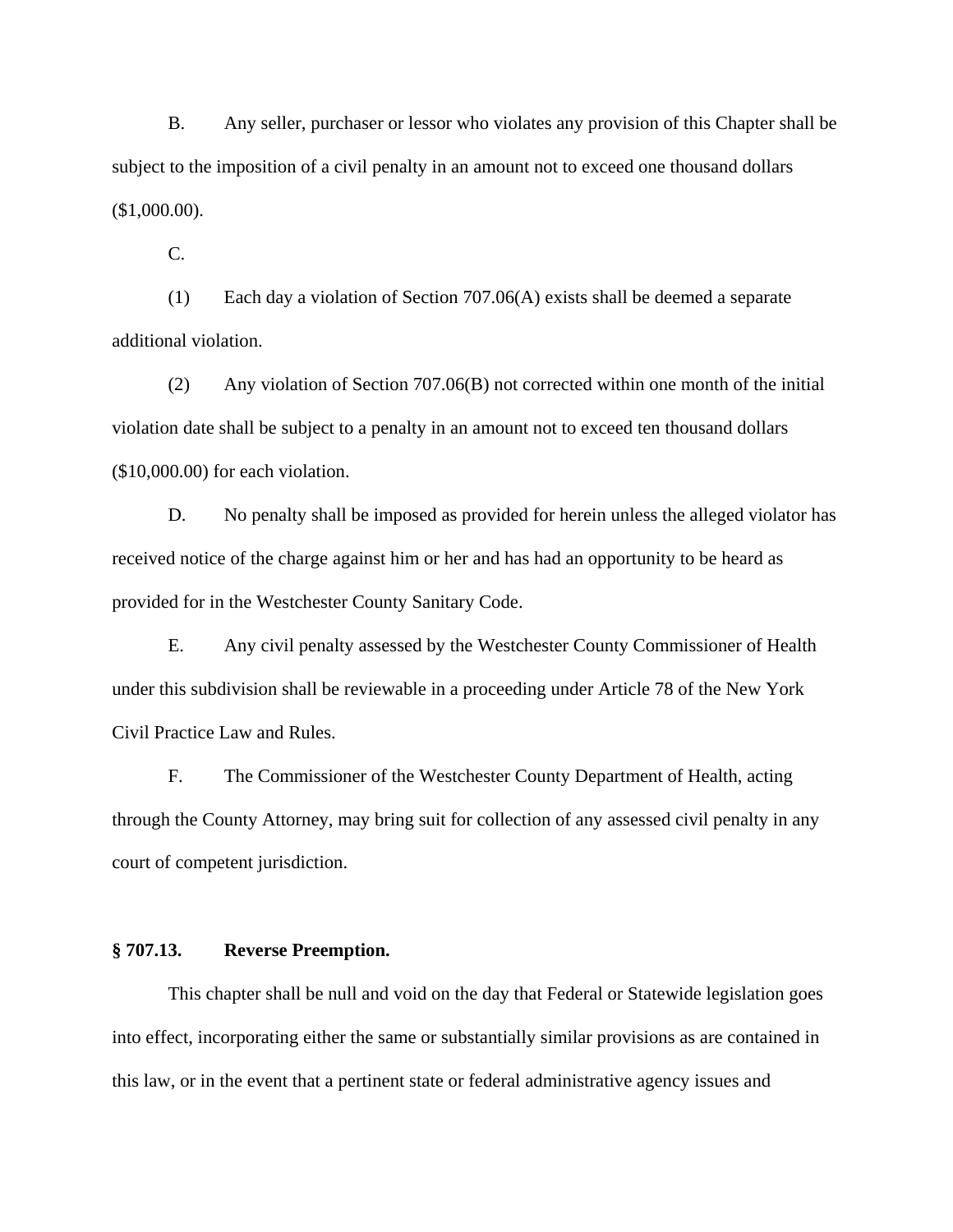B. Any seller, purchaser or lessor who violates any provision of this Chapter shall be subject to the imposition of a civil penalty in an amount not to exceed one thousand dollars ($1,000.00).

C.

(1) Each day a violation of Section 707.06(A) exists shall be deemed a separate additional violation.

(2) Any violation of Section 707.06(B) not corrected within one month of the initial violation date shall be subject to a penalty in an amount not to exceed ten thousand dollars ($10,000.00) for each violation.

D. No penalty shall be imposed as provided for herein unless the alleged violator has received notice of the charge against him or her and has had an opportunity to be heard as provided for in the Westchester County Sanitary Code.

E. Any civil penalty assessed by the Westchester County Commissioner of Health under this subdivision shall be reviewable in a proceeding under Article 78 of the New York Civil Practice Law and Rules.

F. The Commissioner of the Westchester County Department of Health, acting through the County Attorney, may bring suit for collection of any assessed civil penalty in any court of competent jurisdiction.

**§ 707.13. Reverse Preemption.**

This chapter shall be null and void on the day that Federal or Statewide legislation goes into effect, incorporating either the same or substantially similar provisions as are contained in this law, or in the event that a pertinent state or federal administrative agency issues and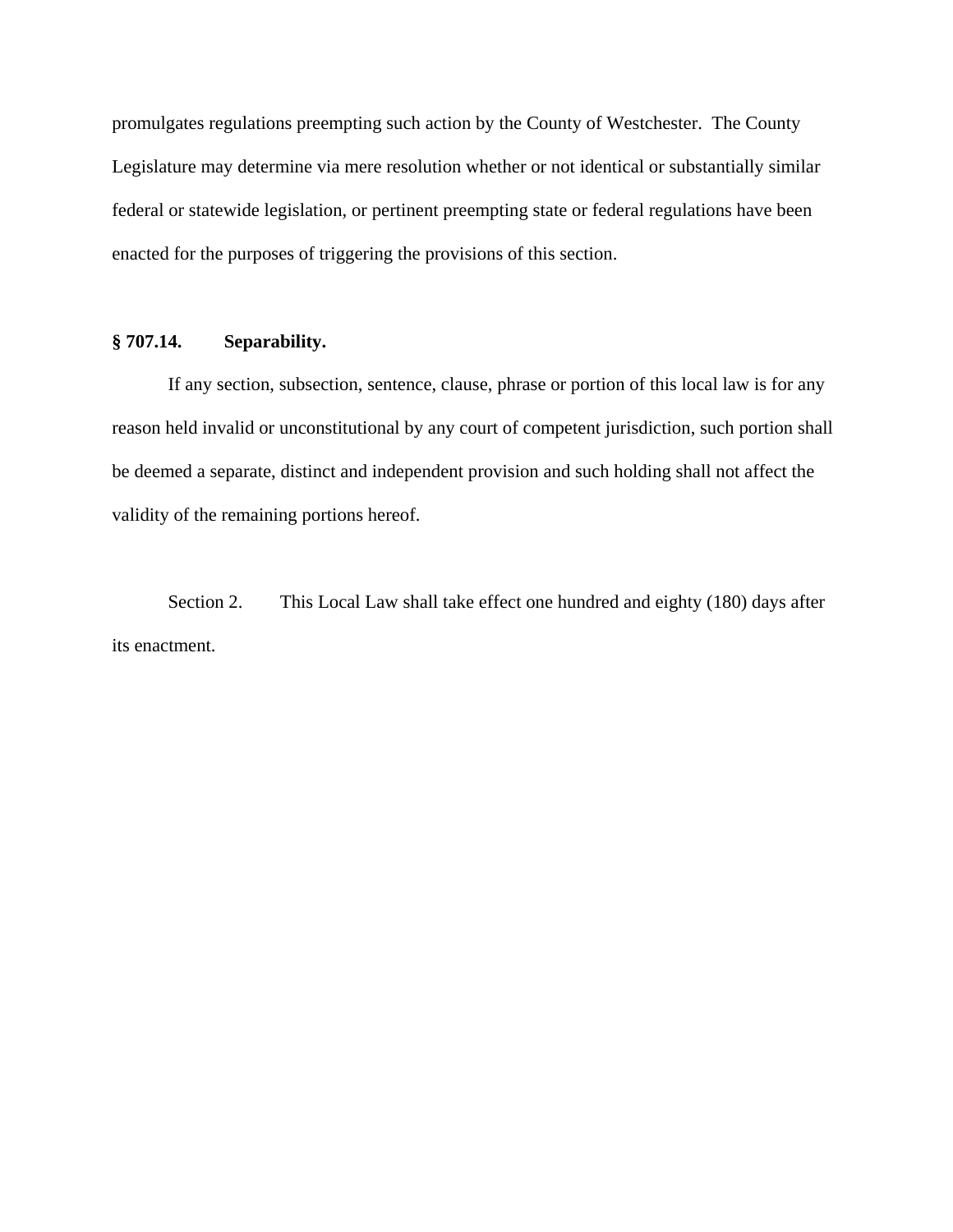promulgates regulations preempting such action by the County of Westchester.  The County Legislature may determine via mere resolution whether or not identical or substantially similar federal or statewide legislation, or pertinent preempting state or federal regulations have been enacted for the purposes of triggering the provisions of this section.

**§ 707.14. Separability.**

If any section, subsection, sentence, clause, phrase or portion of this local law is for any reason held invalid or unconstitutional by any court of competent jurisdiction, such portion shall be deemed a separate, distinct and independent provision and such holding shall not affect the validity of the remaining portions hereof.

Section 2. This Local Law shall take effect one hundred and eighty (180) days after its enactment.